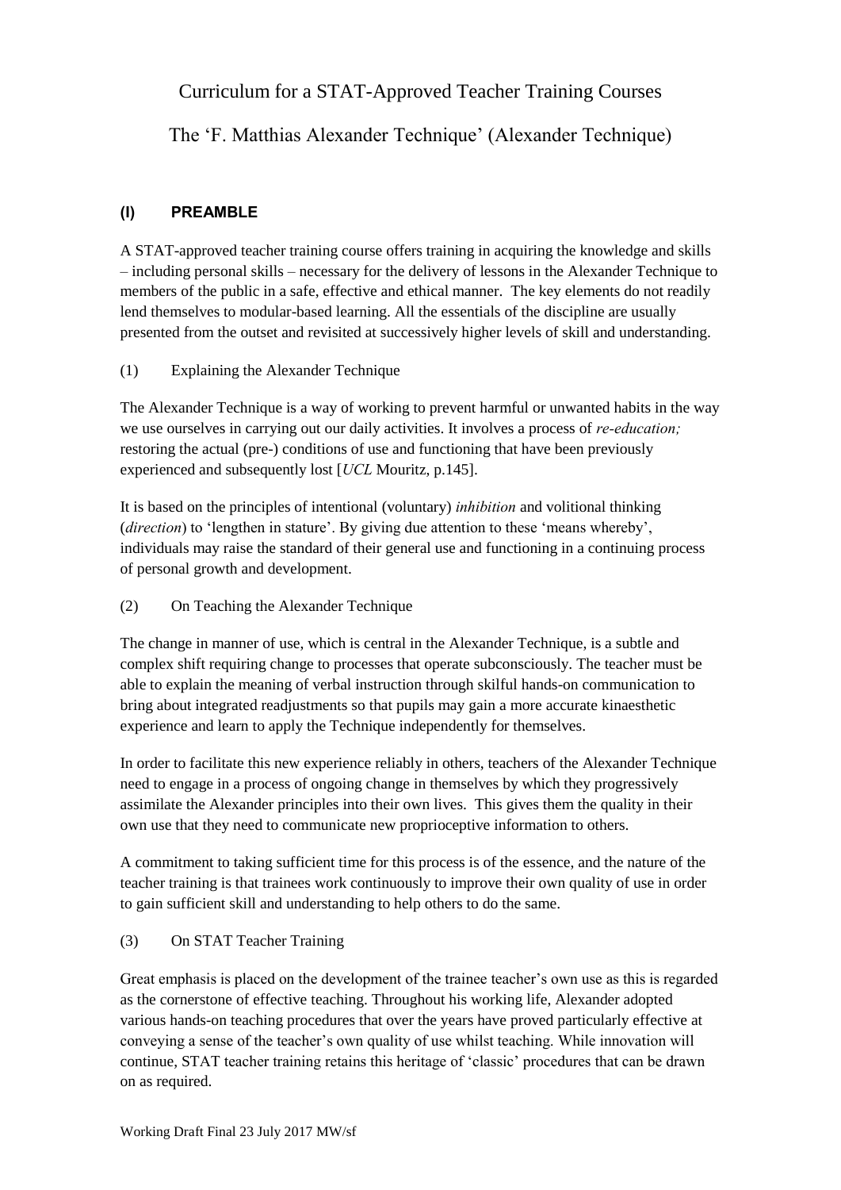# Curriculum for a STAT-Approved Teacher Training Courses

# The 'F. Matthias Alexander Technique' (Alexander Technique)

## (I) PREAMBLE

A STAT-approved teacher training course offers training in acquiring the knowledge and skills – including personal skills – necessary for the delivery of lessons in the Alexander Technique to members of the public in a safe, effective and ethical manner. The key elements do not readily lend themselves to modular-based learning. All the essentials of the discipline are usually presented from the outset and revisited at successively higher levels of skill and understanding.

### (1) Explaining the Alexander Technique

The Alexander Technique is a way of working to prevent harmful or unwanted habits in the way we use ourselves in carrying out our daily activities. It involves a process of *re-education;* restoring the actual (pre-) conditions of use and functioning that have been previously experienced and subsequently lost [*UCL* Mouritz, p.145].

It is based on the principles of intentional (voluntary) *inhibition* and volitional thinking (*direction*) to 'lengthen in stature'. By giving due attention to these 'means whereby', individuals may raise the standard of their general use and functioning in a continuing process of personal growth and development.

### (2) On Teaching the Alexander Technique

The change in manner of use, which is central in the Alexander Technique, is a subtle and complex shift requiring change to processes that operate subconsciously. The teacher must be able to explain the meaning of verbal instruction through skilful hands-on communication to bring about integrated readjustments so that pupils may gain a more accurate kinaesthetic experience and learn to apply the Technique independently for themselves.

In order to facilitate this new experience reliably in others, teachers of the Alexander Technique need to engage in a process of ongoing change in themselves by which they progressively assimilate the Alexander principles into their own lives. This gives them the quality in their own use that they need to communicate new proprioceptive information to others.

A commitment to taking sufficient time for this process is of the essence, and the nature of the teacher training is that trainees work continuously to improve their own quality of use in order to gain sufficient skill and understanding to help others to do the same.

### (3) On STAT Teacher Training

Great emphasis is placed on the development of the trainee teacher's own use as this is regarded as the cornerstone of effective teaching. Throughout his working life, Alexander adopted various hands-on teaching procedures that over the years have proved particularly effective at conveying a sense of the teacher's own quality of use whilst teaching. While innovation will continue, STAT teacher training retains this heritage of 'classic' procedures that can be drawn on as required.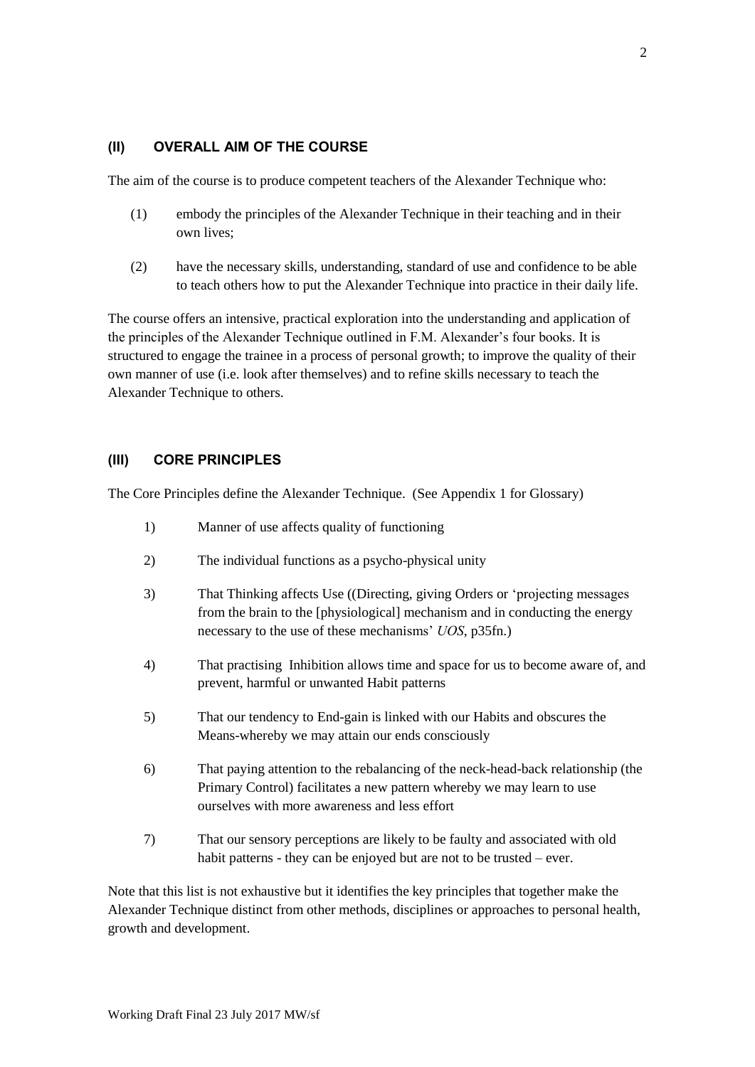## (II) OVERALL AIM OF THE COURSE

The aim of the course is to produce competent teachers of the Alexander Technique who:

(1) embody the principles of the Alexander Technique in their teaching and in their own lives;

(2) have the necessary skills, understanding, standard of use and confidence to be able to teach others how to put the Alexander Technique into practice in their daily life.

The course offers an intensive, practical exploration into the understanding and application of the principles of the Alexander Technique outlined in F.M. Alexander's four books. It is structured to engage the trainee in a process of personal growth; to improve the quality of their own manner of use (i.e. look after themselves) and to refine skills necessary to teach the Alexander Technique to others.

## (III) CORE PRINCIPLES

The Core Principles define the Alexander Technique. (See Appendix 1 for Glossary)

1) Manner of use affects quality of functioning

2) The individual functions as a psycho-physical unity

3) That Thinking affects Use ((Directing, giving Orders or 'projecting messages from the brain to the [physiological] mechanism and in conducting the energy necessary to the use of these mechanisms' *UOS*, p35fn.)

4) That practising Inhibition allows time and space for us to become aware of, and prevent, harmful or unwanted Habit patterns

5) That our tendency to End-gain is linked with our Habits and obscures the Means-whereby we may attain our ends consciously

6) That paying attention to the rebalancing of the neck-head-back relationship (the Primary Control) facilitates a new pattern whereby we may learn to use ourselves with more awareness and less effort

7) That our sensory perceptions are likely to be faulty and associated with old habit patterns - they can be enjoyed but are not to be trusted – ever.

Note that this list is not exhaustive but it identifies the key principles that together make the Alexander Technique distinct from other methods, disciplines or approaches to personal health, growth and development.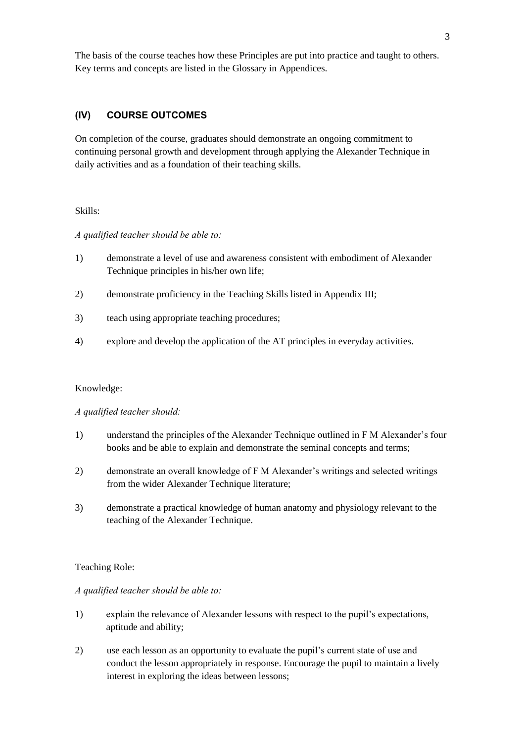The basis of the course teaches how these Principles are put into practice and taught to others. Key terms and concepts are listed in the Glossary in Appendices.

## (IV) COURSE OUTCOMES

On completion of the course, graduates should demonstrate an ongoing commitment to continuing personal growth and development through applying the Alexander Technique in daily activities and as a foundation of their teaching skills.

Skills:

*A qualified teacher should be able to:*

1) demonstrate a level of use and awareness consistent with embodiment of Alexander Technique principles in his/her own life;
2) demonstrate proficiency in the Teaching Skills listed in Appendix III;
3) teach using appropriate teaching procedures;
4) explore and develop the application of the AT principles in everyday activities.

Knowledge:

*A qualified teacher should:*

1) understand the principles of the Alexander Technique outlined in F M Alexander's four books and be able to explain and demonstrate the seminal concepts and terms;
2) demonstrate an overall knowledge of F M Alexander's writings and selected writings from the wider Alexander Technique literature;
3) demonstrate a practical knowledge of human anatomy and physiology relevant to the teaching of the Alexander Technique.

Teaching Role:

*A qualified teacher should be able to:*

1) explain the relevance of Alexander lessons with respect to the pupil's expectations, aptitude and ability;
2) use each lesson as an opportunity to evaluate the pupil's current state of use and conduct the lesson appropriately in response. Encourage the pupil to maintain a lively interest in exploring the ideas between lessons;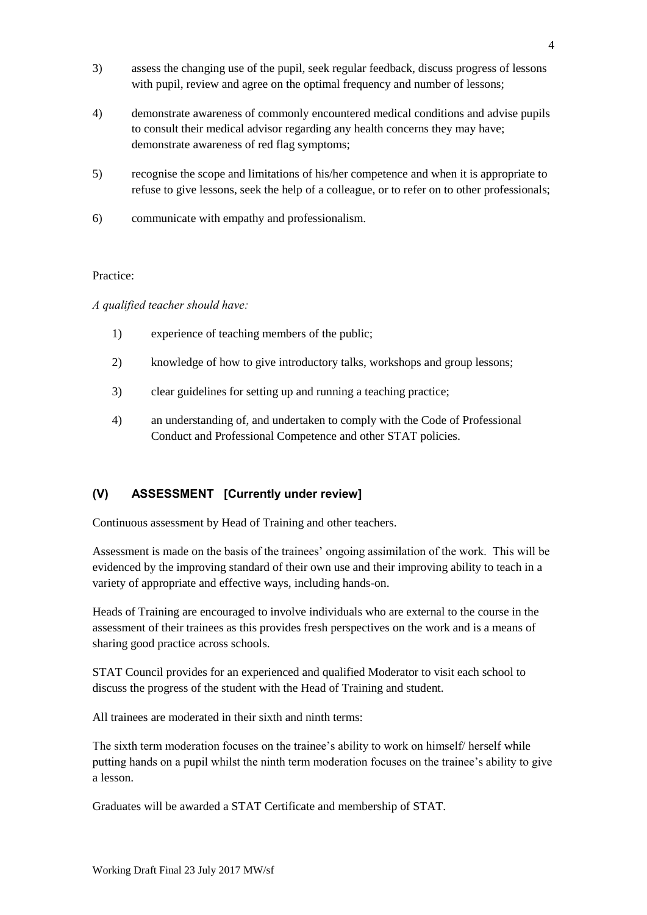3) assess the changing use of the pupil, seek regular feedback, discuss progress of lessons with pupil, review and agree on the optimal frequency and number of lessons;

4) demonstrate awareness of commonly encountered medical conditions and advise pupils to consult their medical advisor regarding any health concerns they may have; demonstrate awareness of red flag symptoms;

5) recognise the scope and limitations of his/her competence and when it is appropriate to refuse to give lessons, seek the help of a colleague, or to refer on to other professionals;

6) communicate with empathy and professionalism.

Practice:

*A qualified teacher should have:*

1) experience of teaching members of the public;

2) knowledge of how to give introductory talks, workshops and group lessons;

3) clear guidelines for setting up and running a teaching practice;

4) an understanding of, and undertaken to comply with the Code of Professional Conduct and Professional Competence and other STAT policies.

## (V) ASSESSMENT [Currently under review]

Continuous assessment by Head of Training and other teachers.

Assessment is made on the basis of the trainees' ongoing assimilation of the work. This will be evidenced by the improving standard of their own use and their improving ability to teach in a variety of appropriate and effective ways, including hands-on.

Heads of Training are encouraged to involve individuals who are external to the course in the assessment of their trainees as this provides fresh perspectives on the work and is a means of sharing good practice across schools.

STAT Council provides for an experienced and qualified Moderator to visit each school to discuss the progress of the student with the Head of Training and student.

All trainees are moderated in their sixth and ninth terms:

The sixth term moderation focuses on the trainee's ability to work on himself/ herself while putting hands on a pupil whilst the ninth term moderation focuses on the trainee's ability to give a lesson.

Graduates will be awarded a STAT Certificate and membership of STAT.

Working Draft Final 23 July 2017 MW/sf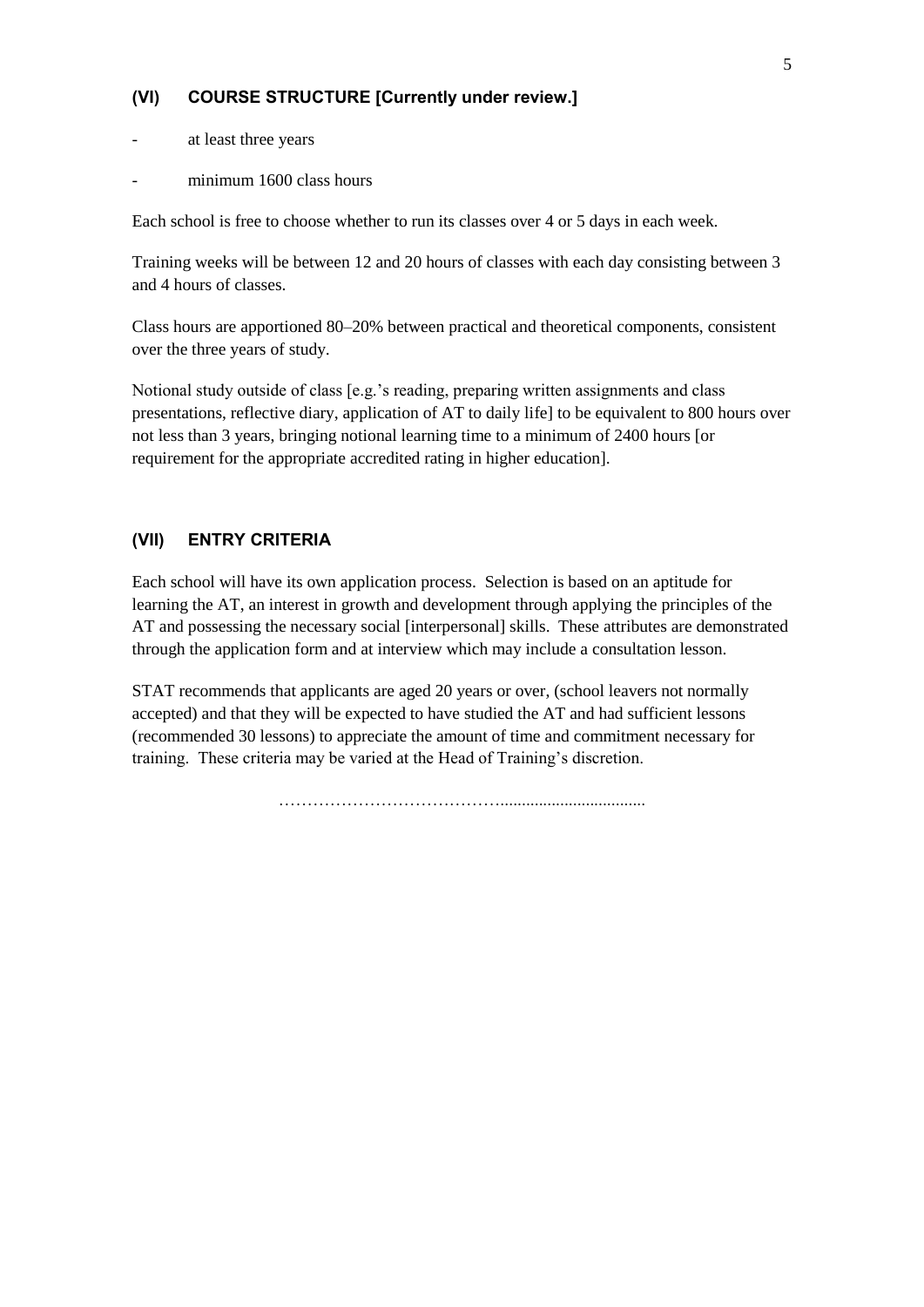## (VI) COURSE STRUCTURE [Currently under review.]

- at least three years
- minimum 1600 class hours

Each school is free to choose whether to run its classes over 4 or 5 days in each week.

Training weeks will be between 12 and 20 hours of classes with each day consisting between 3 and 4 hours of classes.

Class hours are apportioned 80–20% between practical and theoretical components, consistent over the three years of study.

Notional study outside of class [e.g.'s reading, preparing written assignments and class presentations, reflective diary, application of AT to daily life] to be equivalent to 800 hours over not less than 3 years, bringing notional learning time to a minimum of 2400 hours [or requirement for the appropriate accredited rating in higher education].

## (VII) ENTRY CRITERIA

Each school will have its own application process. Selection is based on an aptitude for learning the AT, an interest in growth and development through applying the principles of the AT and possessing the necessary social [interpersonal] skills. These attributes are demonstrated through the application form and at interview which may include a consultation lesson.

STAT recommends that applicants are aged 20 years or over, (school leavers not normally accepted) and that they will be expected to have studied the AT and had sufficient lessons (recommended 30 lessons) to appreciate the amount of time and commitment necessary for training. These criteria may be varied at the Head of Training's discretion.

…………………………………………………………………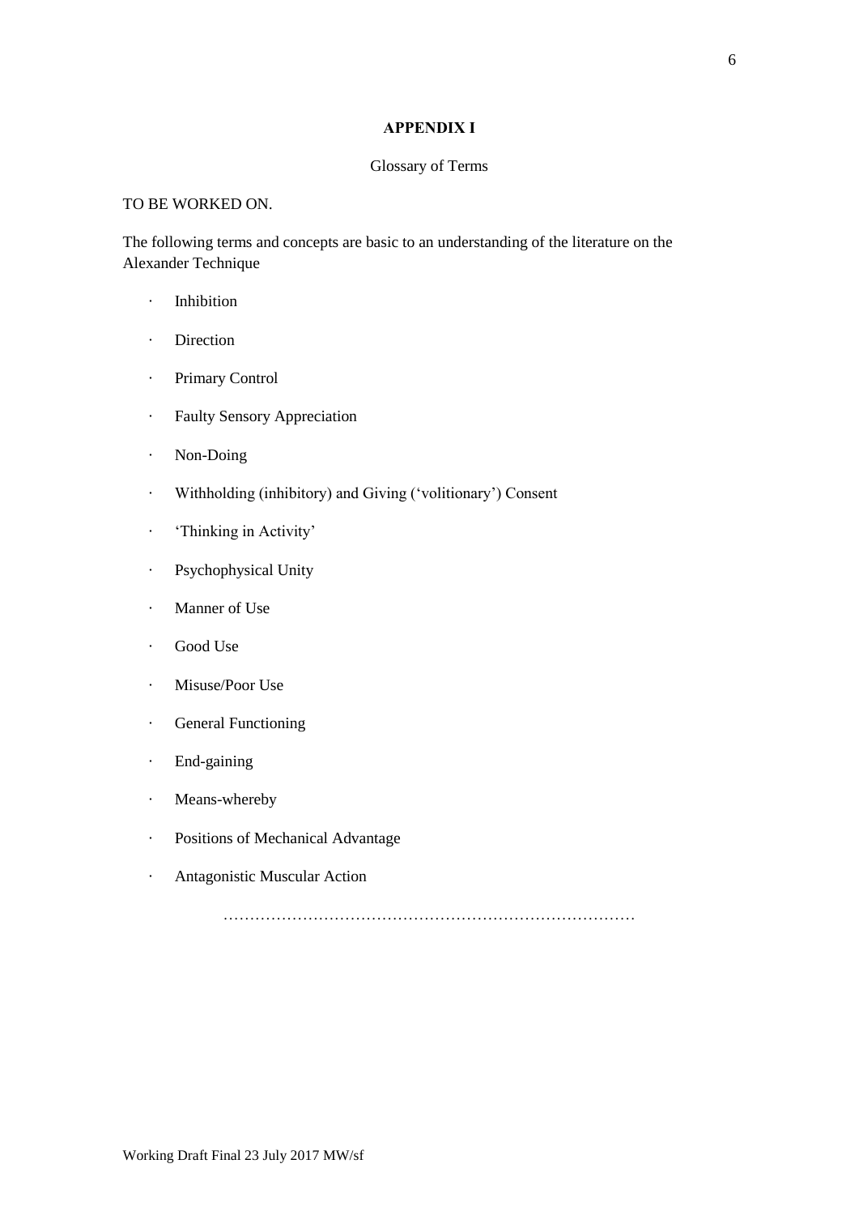## APPENDIX I

Glossary of Terms

TO BE WORKED ON.

The following terms and concepts are basic to an understanding of the literature on the Alexander Technique

- Inhibition
- Direction
- Primary Control
- Faulty Sensory Appreciation
- Non-Doing
- Withholding (inhibitory) and Giving ('volitionary') Consent
- 'Thinking in Activity'
- Psychophysical Unity
- Manner of Use
- Good Use
- Misuse/Poor Use
- General Functioning
- End-gaining
- Means-whereby
- Positions of Mechanical Advantage
- Antagonistic Muscular Action

……………………………………………………………………

Working Draft Final 23 July 2017 MW/sf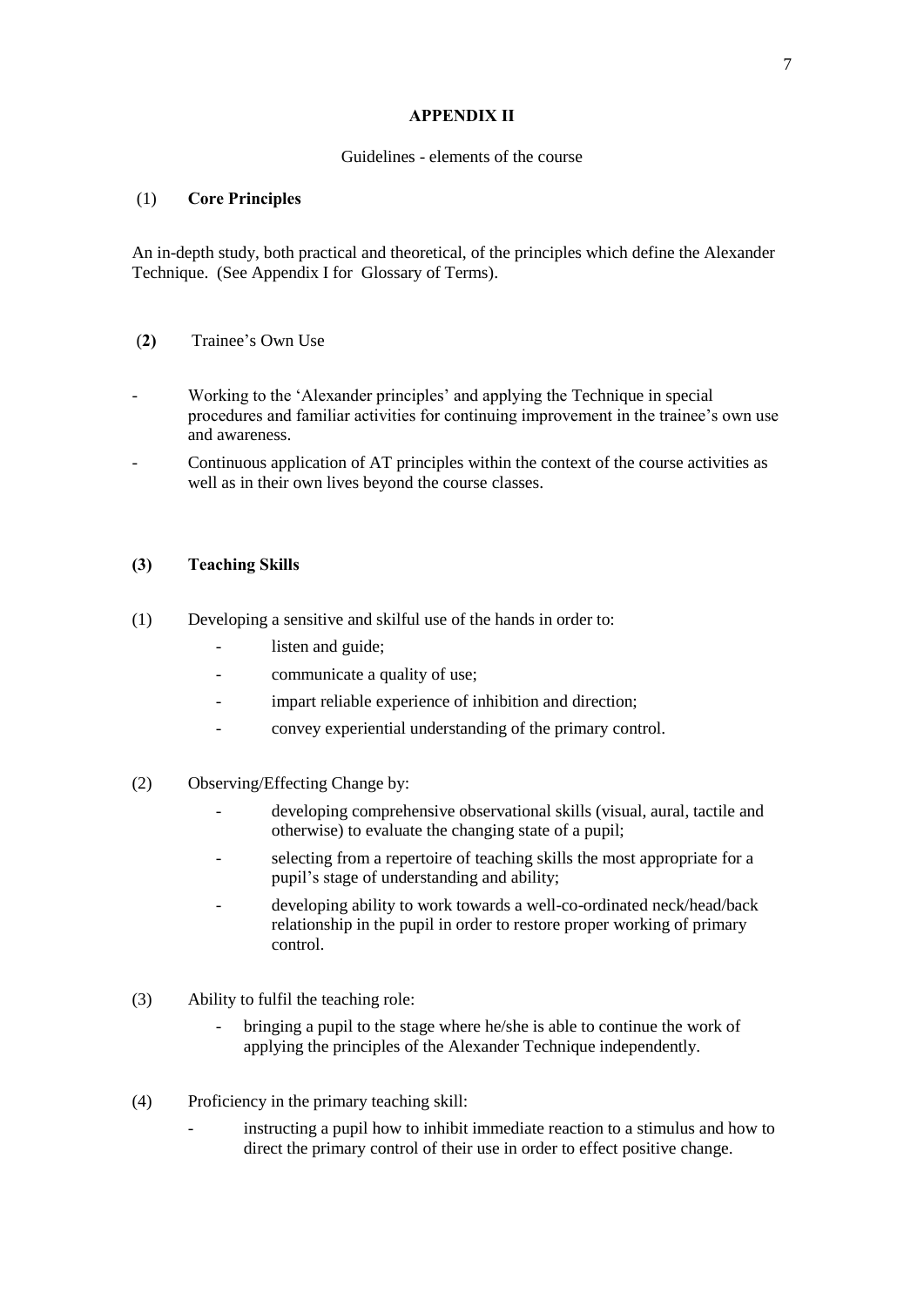## APPENDIX II

Guidelines - elements of the course

### (1) **Core Principles**

An in-depth study, both practical and theoretical, of the principles which define the Alexander Technique. (See Appendix I for Glossary of Terms).

### (2) Trainee's Own Use

- Working to the 'Alexander principles' and applying the Technique in special procedures and familiar activities for continuing improvement in the trainee's own use and awareness.
- Continuous application of AT principles within the context of the course activities as well as in their own lives beyond the course classes.

### (3) **Teaching Skills**

(1) Developing a sensitive and skilful use of the hands in order to:

- listen and guide;
- communicate a quality of use;
- impart reliable experience of inhibition and direction;
- convey experiential understanding of the primary control.

(2) Observing/Effecting Change by:

- developing comprehensive observational skills (visual, aural, tactile and otherwise) to evaluate the changing state of a pupil;
- selecting from a repertoire of teaching skills the most appropriate for a pupil's stage of understanding and ability;
- developing ability to work towards a well-co-ordinated neck/head/back relationship in the pupil in order to restore proper working of primary control.

(3) Ability to fulfil the teaching role:

- bringing a pupil to the stage where he/she is able to continue the work of applying the principles of the Alexander Technique independently.

(4) Proficiency in the primary teaching skill:

- instructing a pupil how to inhibit immediate reaction to a stimulus and how to direct the primary control of their use in order to effect positive change.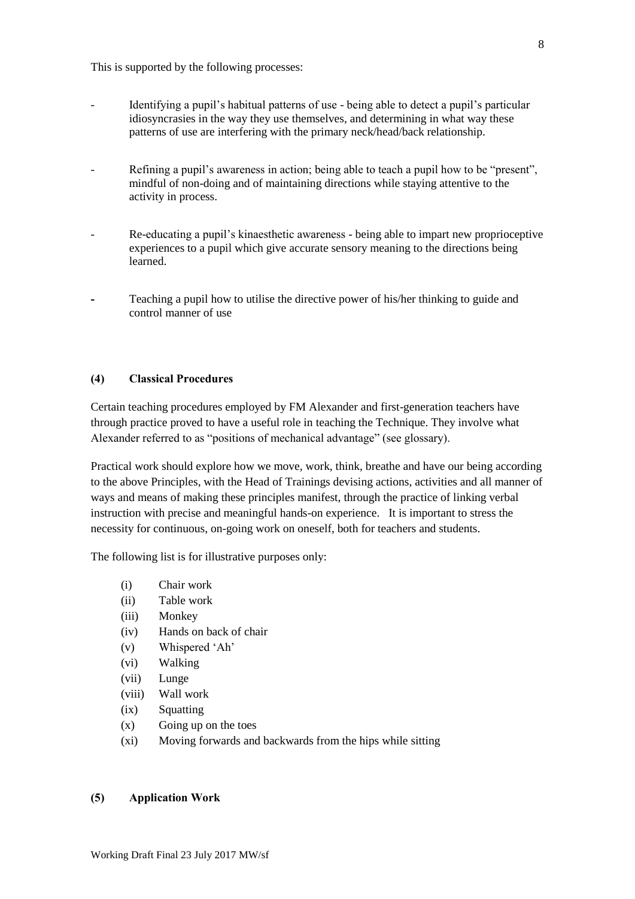This is supported by the following processes:

- Identifying a pupil's habitual patterns of use - being able to detect a pupil's particular idiosyncrasies in the way they use themselves, and determining in what way these patterns of use are interfering with the primary neck/head/back relationship.

- Refining a pupil's awareness in action; being able to teach a pupil how to be "present", mindful of non-doing and of maintaining directions while staying attentive to the activity in process.

- Re-educating a pupil's kinaesthetic awareness - being able to impart new proprioceptive experiences to a pupil which give accurate sensory meaning to the directions being learned.

- Teaching a pupil how to utilise the directive power of his/her thinking to guide and control manner of use

### (4) Classical Procedures

Certain teaching procedures employed by FM Alexander and first-generation teachers have through practice proved to have a useful role in teaching the Technique. They involve what Alexander referred to as "positions of mechanical advantage" (see glossary).

Practical work should explore how we move, work, think, breathe and have our being according to the above Principles, with the Head of Trainings devising actions, activities and all manner of ways and means of making these principles manifest, through the practice of linking verbal instruction with precise and meaningful hands-on experience. It is important to stress the necessity for continuous, on-going work on oneself, both for teachers and students.

The following list is for illustrative purposes only:

- (i) Chair work
- (ii) Table work
- (iii) Monkey
- (iv) Hands on back of chair
- (v) Whispered 'Ah'
- (vi) Walking
- (vii) Lunge
- (viii) Wall work
- (ix) Squatting
- (x) Going up on the toes
- (xi) Moving forwards and backwards from the hips while sitting

### (5) Application Work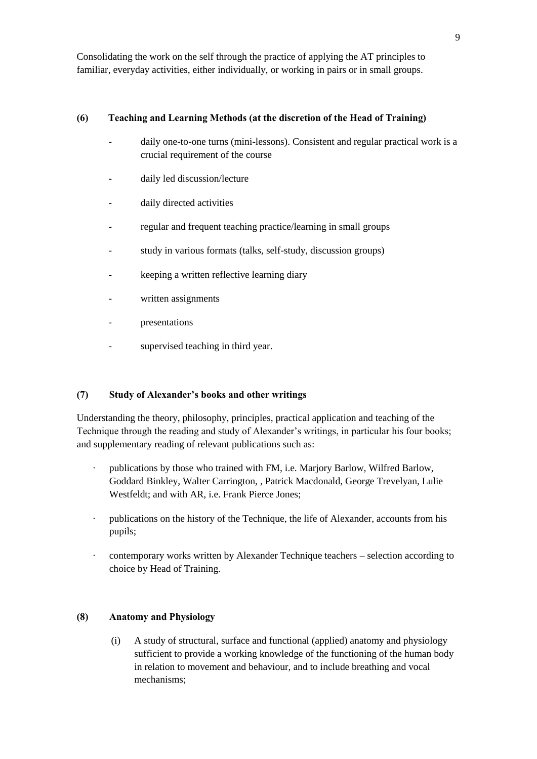Consolidating the work on the self through the practice of applying the AT principles to familiar, everyday activities, either individually, or working in pairs or in small groups.

### (6) Teaching and Learning Methods (at the discretion of the Head of Training)

- daily one-to-one turns (mini-lessons). Consistent and regular practical work is a crucial requirement of the course
- daily led discussion/lecture
- daily directed activities
- regular and frequent teaching practice/learning in small groups
- study in various formats (talks, self-study, discussion groups)
- keeping a written reflective learning diary
- written assignments
- presentations
- supervised teaching in third year.

### (7) Study of Alexander's books and other writings

Understanding the theory, philosophy, principles, practical application and teaching of the Technique through the reading and study of Alexander's writings, in particular his four books; and supplementary reading of relevant publications such as:

- publications by those who trained with FM, i.e. Marjory Barlow, Wilfred Barlow, Goddard Binkley, Walter Carrington, , Patrick Macdonald, George Trevelyan, Lulie Westfeldt; and with AR, i.e. Frank Pierce Jones;
- publications on the history of the Technique, the life of Alexander, accounts from his pupils;
- contemporary works written by Alexander Technique teachers – selection according to choice by Head of Training.

### (8) Anatomy and Physiology

(i) A study of structural, surface and functional (applied) anatomy and physiology sufficient to provide a working knowledge of the functioning of the human body in relation to movement and behaviour, and to include breathing and vocal mechanisms;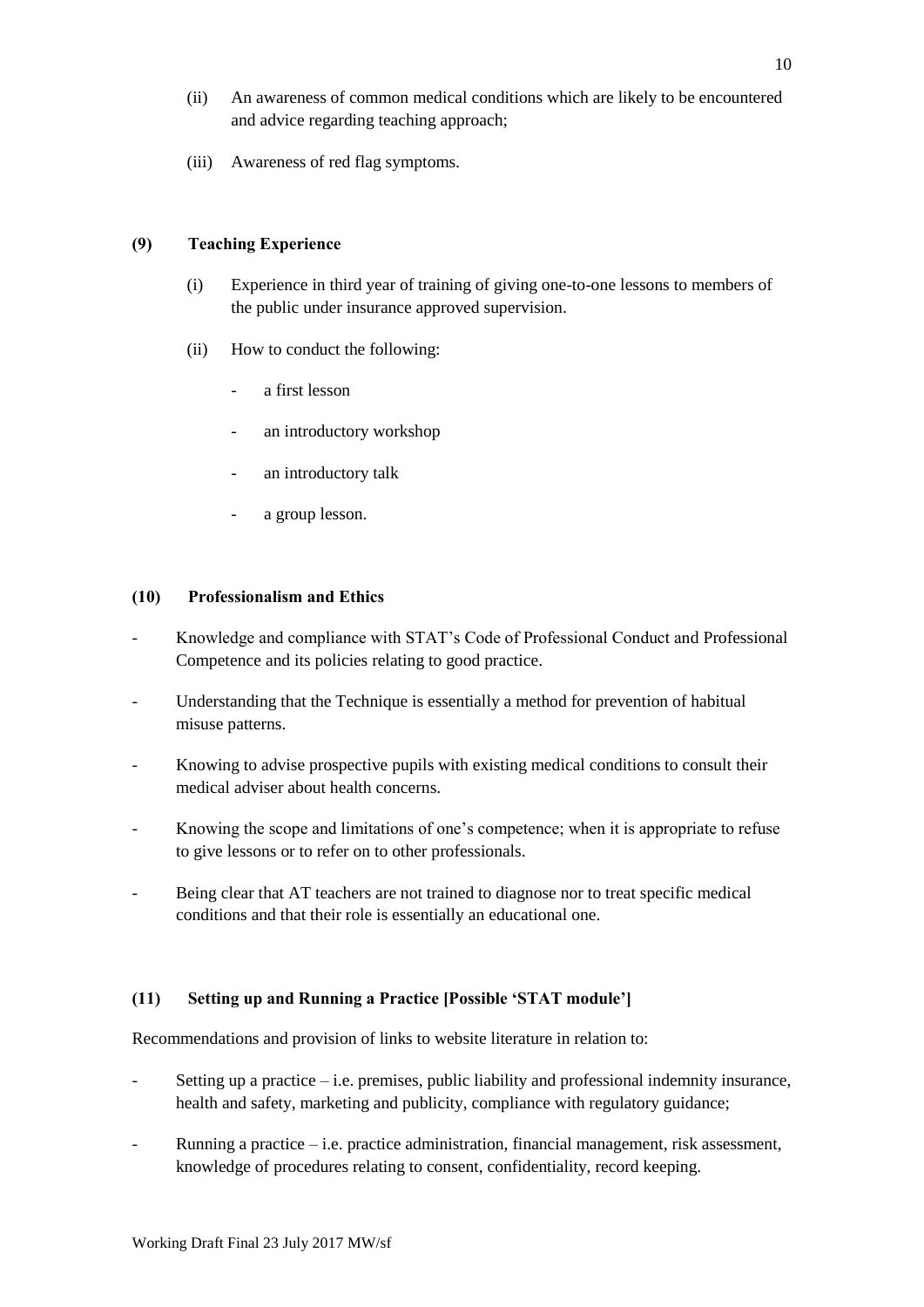(ii) An awareness of common medical conditions which are likely to be encountered and advice regarding teaching approach;

(iii) Awareness of red flag symptoms.

**(9) Teaching Experience**

(i) Experience in third year of training of giving one-to-one lessons to members of the public under insurance approved supervision.

(ii) How to conduct the following:

- a first lesson
- an introductory workshop
- an introductory talk
- a group lesson.

**(10) Professionalism and Ethics**

- Knowledge and compliance with STAT's Code of Professional Conduct and Professional Competence and its policies relating to good practice.
- Understanding that the Technique is essentially a method for prevention of habitual misuse patterns.
- Knowing to advise prospective pupils with existing medical conditions to consult their medical adviser about health concerns.
- Knowing the scope and limitations of one's competence; when it is appropriate to refuse to give lessons or to refer on to other professionals.
- Being clear that AT teachers are not trained to diagnose nor to treat specific medical conditions and that their role is essentially an educational one.

**(11) Setting up and Running a Practice [Possible 'STAT module']**

Recommendations and provision of links to website literature in relation to:

- Setting up a practice – i.e. premises, public liability and professional indemnity insurance, health and safety, marketing and publicity, compliance with regulatory guidance;
- Running a practice – i.e. practice administration, financial management, risk assessment, knowledge of procedures relating to consent, confidentiality, record keeping.

Working Draft Final 23 July 2017 MW/sf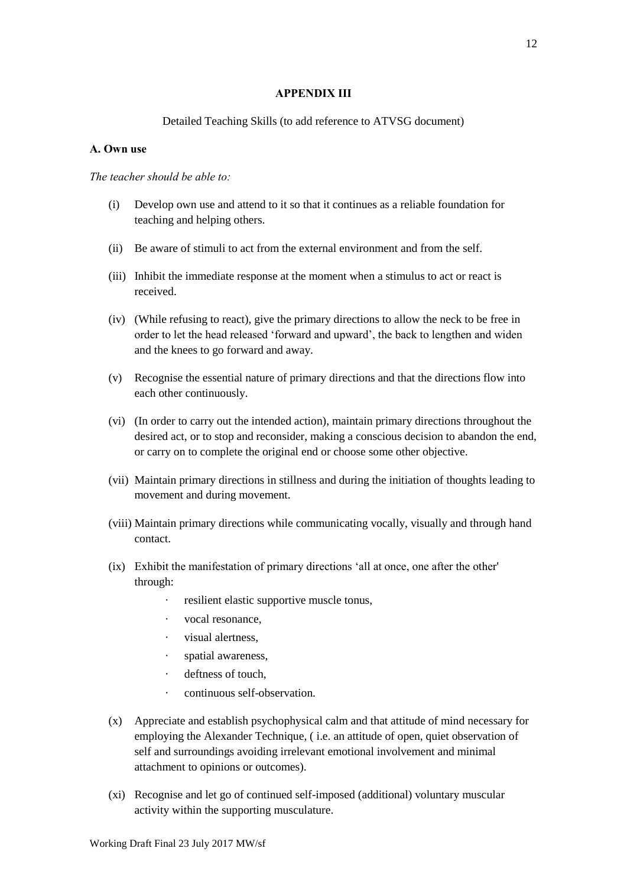## APPENDIX III

Detailed Teaching Skills (to add reference to ATVSG document)

### A. Own use

*The teacher should be able to:*

(i) Develop own use and attend to it so that it continues as a reliable foundation for teaching and helping others.

(ii) Be aware of stimuli to act from the external environment and from the self.

(iii) Inhibit the immediate response at the moment when a stimulus to act or react is received.

(iv) (While refusing to react), give the primary directions to allow the neck to be free in order to let the head released 'forward and upward', the back to lengthen and widen and the knees to go forward and away.

(v) Recognise the essential nature of primary directions and that the directions flow into each other continuously.

(vi) (In order to carry out the intended action), maintain primary directions throughout the desired act, or to stop and reconsider, making a conscious decision to abandon the end, or carry on to complete the original end or choose some other objective.

(vii) Maintain primary directions in stillness and during the initiation of thoughts leading to movement and during movement.

(viii) Maintain primary directions while communicating vocally, visually and through hand contact.

(ix) Exhibit the manifestation of primary directions 'all at once, one after the other' through:

- resilient elastic supportive muscle tonus,
- vocal resonance,
- visual alertness,
- spatial awareness,
- deftness of touch,
- continuous self-observation.

(x) Appreciate and establish psychophysical calm and that attitude of mind necessary for employing the Alexander Technique, ( i.e. an attitude of open, quiet observation of self and surroundings avoiding irrelevant emotional involvement and minimal attachment to opinions or outcomes).

(xi) Recognise and let go of continued self-imposed (additional) voluntary muscular activity within the supporting musculature.

Working Draft Final 23 July 2017 MW/sf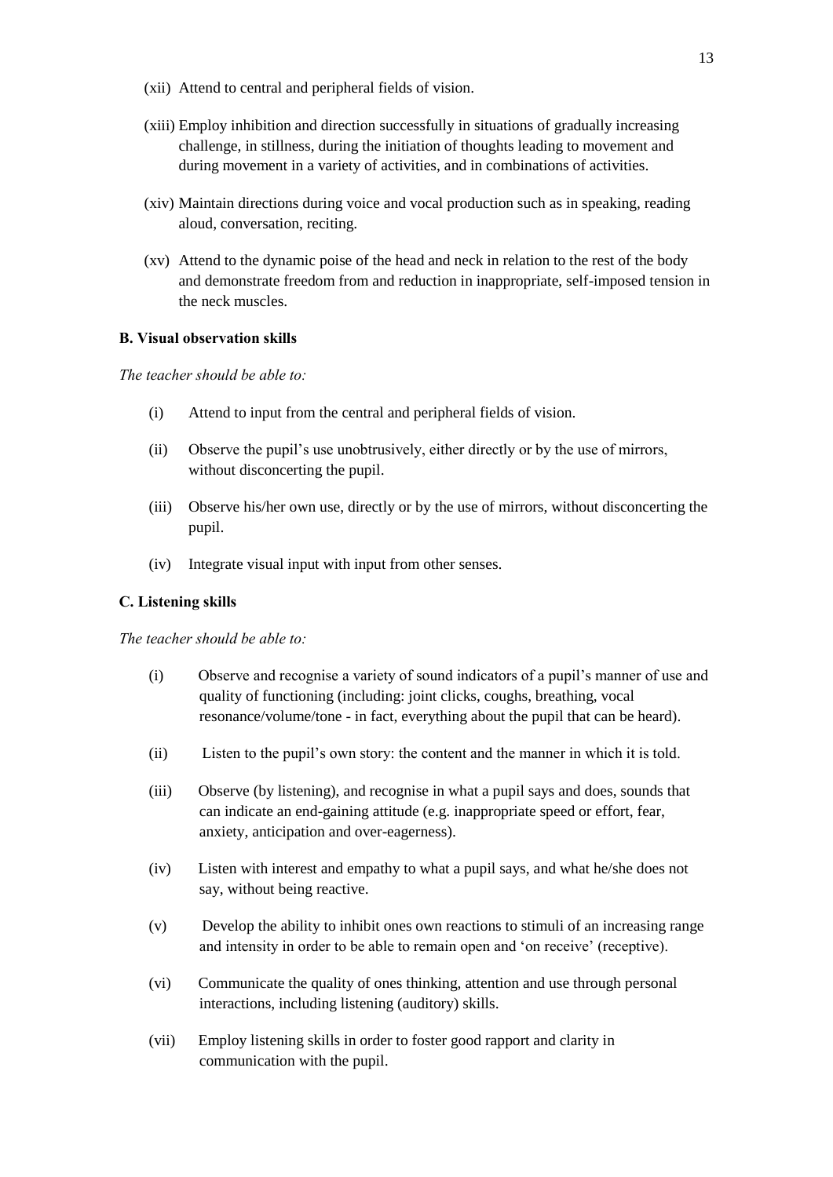(xii) Attend to central and peripheral fields of vision.

(xiii) Employ inhibition and direction successfully in situations of gradually increasing challenge, in stillness, during the initiation of thoughts leading to movement and during movement in a variety of activities, and in combinations of activities.

(xiv) Maintain directions during voice and vocal production such as in speaking, reading aloud, conversation, reciting.

(xv) Attend to the dynamic poise of the head and neck in relation to the rest of the body and demonstrate freedom from and reduction in inappropriate, self-imposed tension in the neck muscles.

**B. Visual observation skills**

*The teacher should be able to:*

(i) Attend to input from the central and peripheral fields of vision.

(ii) Observe the pupil's use unobtrusively, either directly or by the use of mirrors, without disconcerting the pupil.

(iii) Observe his/her own use, directly or by the use of mirrors, without disconcerting the pupil.

(iv) Integrate visual input with input from other senses.

**C. Listening skills**

*The teacher should be able to:*

(i) Observe and recognise a variety of sound indicators of a pupil's manner of use and quality of functioning (including: joint clicks, coughs, breathing, vocal resonance/volume/tone - in fact, everything about the pupil that can be heard).

(ii) Listen to the pupil's own story: the content and the manner in which it is told.

(iii) Observe (by listening), and recognise in what a pupil says and does, sounds that can indicate an end-gaining attitude (e.g. inappropriate speed or effort, fear, anxiety, anticipation and over-eagerness).

(iv) Listen with interest and empathy to what a pupil says, and what he/she does not say, without being reactive.

(v) Develop the ability to inhibit ones own reactions to stimuli of an increasing range and intensity in order to be able to remain open and 'on receive' (receptive).

(vi) Communicate the quality of ones thinking, attention and use through personal interactions, including listening (auditory) skills.

(vii) Employ listening skills in order to foster good rapport and clarity in communication with the pupil.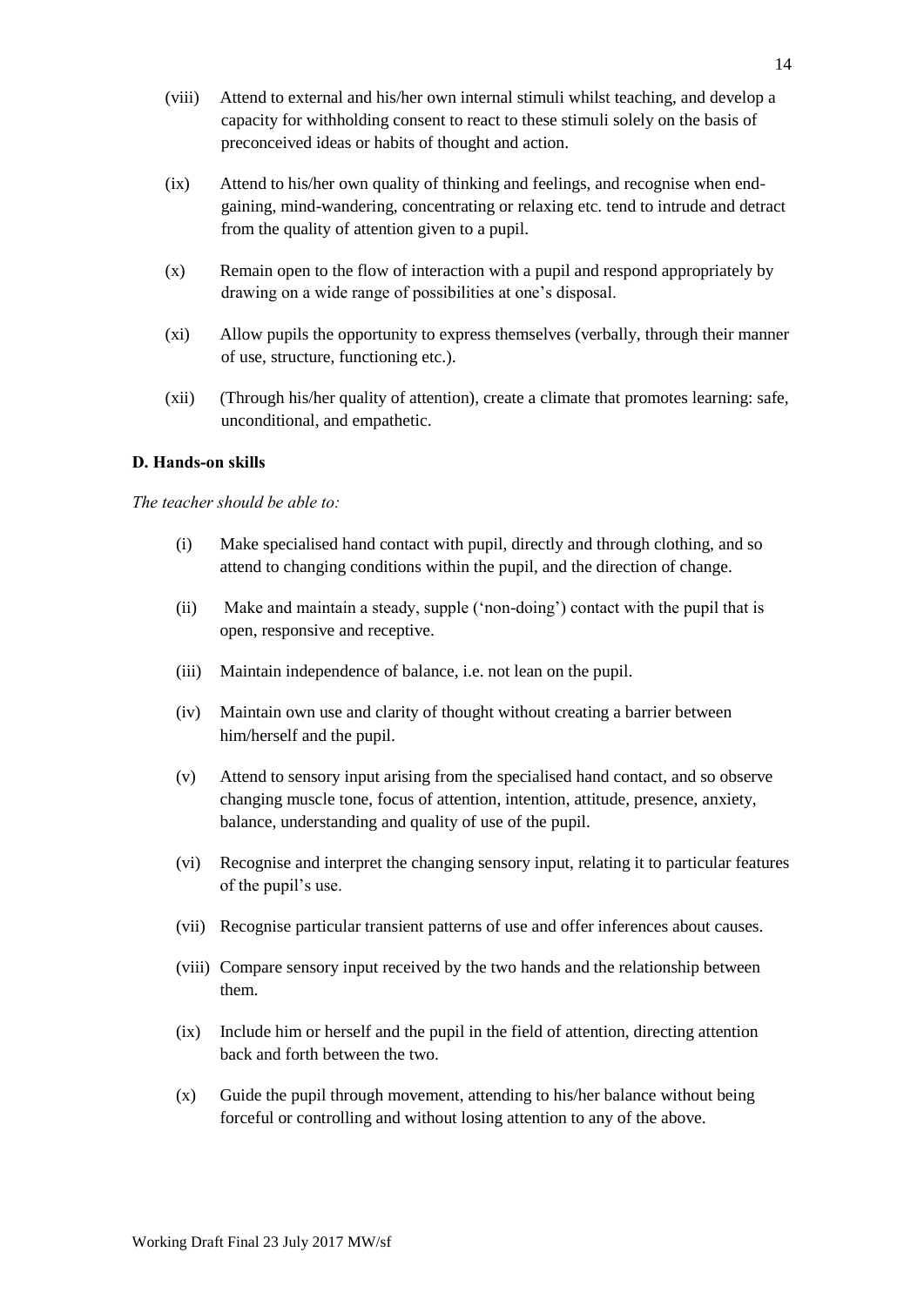(viii) Attend to external and his/her own internal stimuli whilst teaching, and develop a capacity for withholding consent to react to these stimuli solely on the basis of preconceived ideas or habits of thought and action.

(ix) Attend to his/her own quality of thinking and feelings, and recognise when end-gaining, mind-wandering, concentrating or relaxing etc. tend to intrude and detract from the quality of attention given to a pupil.

(x) Remain open to the flow of interaction with a pupil and respond appropriately by drawing on a wide range of possibilities at one's disposal.

(xi) Allow pupils the opportunity to express themselves (verbally, through their manner of use, structure, functioning etc.).

(xii) (Through his/her quality of attention), create a climate that promotes learning: safe, unconditional, and empathetic.

**D. Hands-on skills**

*The teacher should be able to:*

(i) Make specialised hand contact with pupil, directly and through clothing, and so attend to changing conditions within the pupil, and the direction of change.

(ii) Make and maintain a steady, supple ('non-doing') contact with the pupil that is open, responsive and receptive.

(iii) Maintain independence of balance, i.e. not lean on the pupil.

(iv) Maintain own use and clarity of thought without creating a barrier between him/herself and the pupil.

(v) Attend to sensory input arising from the specialised hand contact, and so observe changing muscle tone, focus of attention, intention, attitude, presence, anxiety, balance, understanding and quality of use of the pupil.

(vi) Recognise and interpret the changing sensory input, relating it to particular features of the pupil's use.

(vii) Recognise particular transient patterns of use and offer inferences about causes.

(viii) Compare sensory input received by the two hands and the relationship between them.

(ix) Include him or herself and the pupil in the field of attention, directing attention back and forth between the two.

(x) Guide the pupil through movement, attending to his/her balance without being forceful or controlling and without losing attention to any of the above.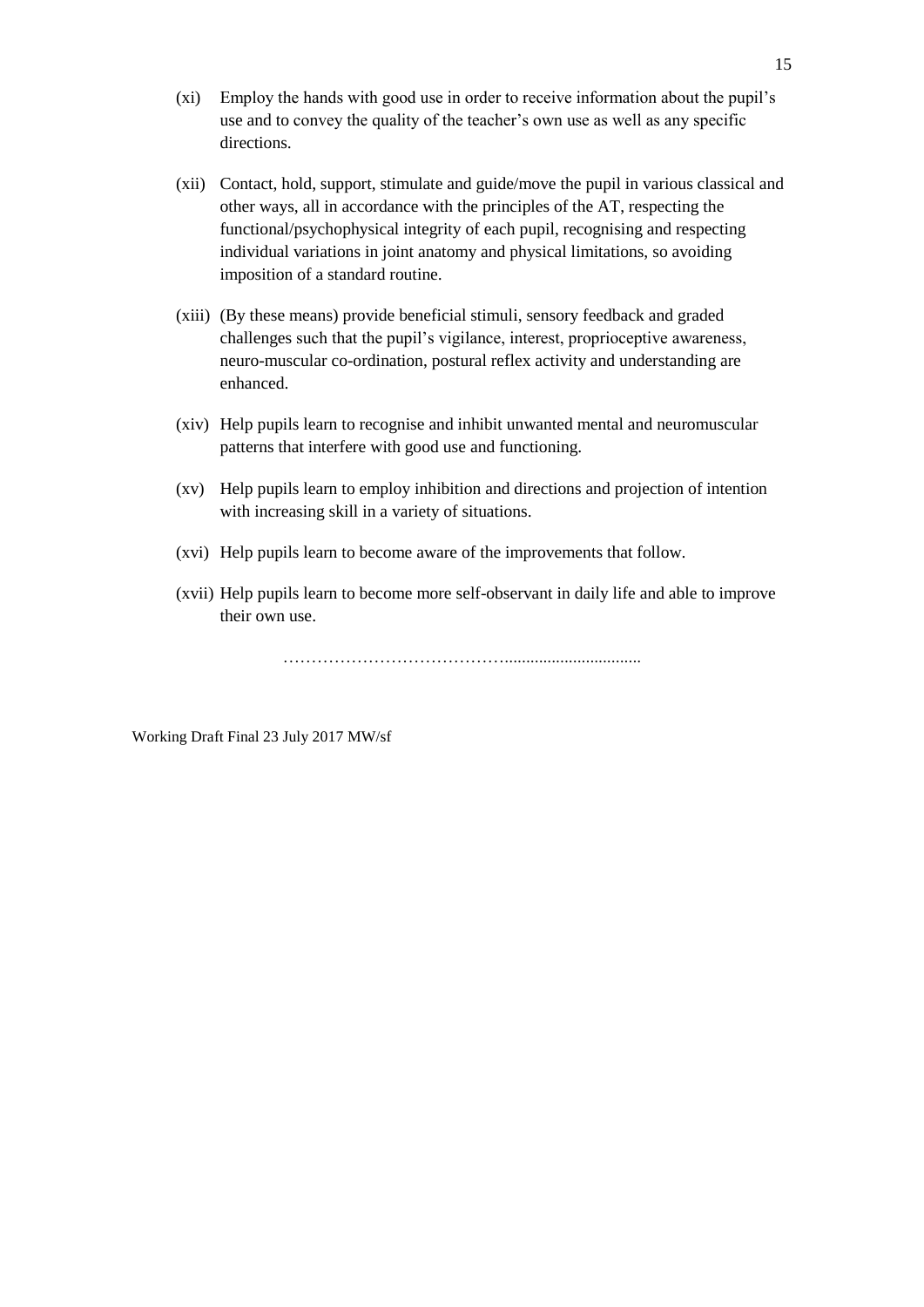(xi) Employ the hands with good use in order to receive information about the pupil's use and to convey the quality of the teacher's own use as well as any specific directions.

(xii) Contact, hold, support, stimulate and guide/move the pupil in various classical and other ways, all in accordance with the principles of the AT, respecting the functional/psychophysical integrity of each pupil, recognising and respecting individual variations in joint anatomy and physical limitations, so avoiding imposition of a standard routine.

(xiii) (By these means) provide beneficial stimuli, sensory feedback and graded challenges such that the pupil's vigilance, interest, proprioceptive awareness, neuro-muscular co-ordination, postural reflex activity and understanding are enhanced.

(xiv) Help pupils learn to recognise and inhibit unwanted mental and neuromuscular patterns that interfere with good use and functioning.

(xv) Help pupils learn to employ inhibition and directions and projection of intention with increasing skill in a variety of situations.

(xvi) Help pupils learn to become aware of the improvements that follow.

(xvii) Help pupils learn to become more self-observant in daily life and able to improve their own use.

…………………………………...............................

Working Draft Final 23 July 2017 MW/sf